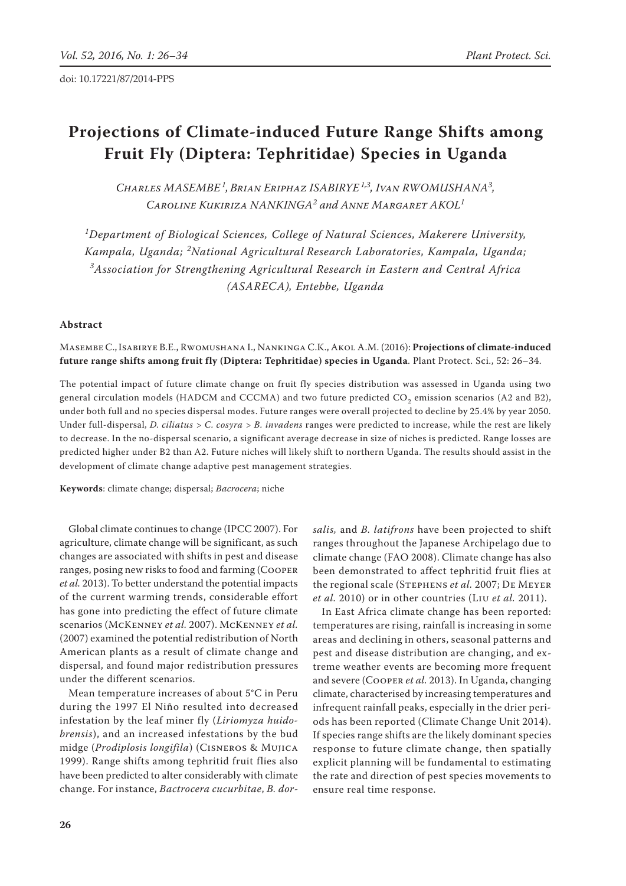doi: 10.17221/87/2014-PPS

# Projections of Climate-induced Future Range Shifts among Fruit Fly (Diptera: Tephritidae) Species in Uganda

*Charles MASEMBE*[1], *Brian Eriphaz ISABIRYE*[1,3], *Ivan RWOMUSHANA*[3], *Caroline Kukiriza NANKINGA*[2] and *Anne Margaret AKOL*[1]

[1]*Department of Biological Sciences, College of Natural Sciences, Makerere University, Kampala, Uganda;* [2]*National Agricultural Research Laboratories, Kampala, Uganda;* [3]*Association for Strengthening Agricultural Research in Eastern and Central Africa (ASARECA), Entebbe, Uganda*

## Abstract

Masembe C., Isabirye B.E., Rwomushana I., Nankinga C.K., Akol A.M. (2016): **Projections of climate-induced future range shifts among fruit fly (Diptera: Tephritidae) species in Uganda**. Plant Protect. Sci., 52: 26–34.

The potential impact of future climate change on fruit fly species distribution was assessed in Uganda using two general circulation models (HADCM and CCCMA) and two future predicted $CO_2$ emission scenarios (A2 and B2), under both full and no species dispersal modes. Future ranges were overall projected to decline by 25.4% by year 2050. Under full-dispersal, *D. ciliatus* > *C. cosyra* > *B. invadens* ranges were predicted to increase, while the rest are likely to decrease. In the no-dispersal scenario, a significant average decrease in size of niches is predicted. Range losses are predicted higher under B2 than A2. Future niches will likely shift to northern Uganda. The results should assist in the development of climate change adaptive pest management strategies.

**Keywords**: climate change; dispersal; *Bacrocera*; niche

Global climate continues to change (IPCC 2007). For agriculture, climate change will be significant, as such changes are associated with shifts in pest and disease ranges, posing new risks to food and farming (Cooper *et al.* 2013). To better understand the potential impacts of the current warming trends, considerable effort has gone into predicting the effect of future climate scenarios (McKenney *et al.* 2007). McKenney *et al.* (2007) examined the potential redistribution of North American plants as a result of climate change and dispersal, and found major redistribution pressures under the different scenarios.

Mean temperature increases of about 5°C in Peru during the 1997 El Niño resulted into decreased infestation by the leaf miner fly (*Liriomyza huidobrensis*), and an increased infestations by the bud midge (*Prodiplosis longifila*) (Cisneros & Mujica 1999). Range shifts among tephritid fruit flies also have been predicted to alter considerably with climate change. For instance, *Bactrocera cucurbitae*, *B. dorsalis,* and *B. latifrons* have been projected to shift ranges throughout the Japanese Archipelago due to climate change (FAO 2008). Climate change has also been demonstrated to affect tephritid fruit flies at the regional scale (Stephens *et al.* 2007; De Meyer *et al.* 2010) or in other countries (Liu *et al.* 2011).

In East Africa climate change has been reported: temperatures are rising, rainfall is increasing in some areas and declining in others, seasonal patterns and pest and disease distribution are changing, and extreme weather events are becoming more frequent and severe (Cooper *et al.* 2013). In Uganda, changing climate, characterised by increasing temperatures and infrequent rainfall peaks, especially in the drier periods has been reported (Climate Change Unit 2014). If species range shifts are the likely dominant species response to future climate change, then spatially explicit planning will be fundamental to estimating the rate and direction of pest species movements to ensure real time response.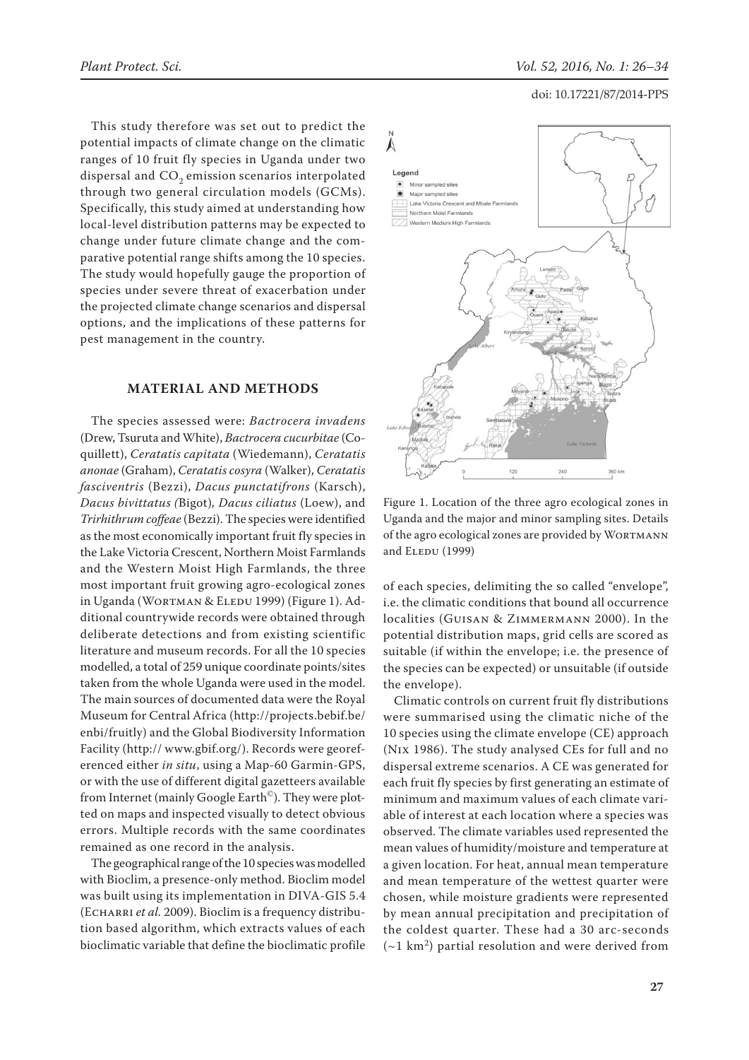This study therefore was set out to predict the potential impacts of climate change on the climatic ranges of 10 fruit fly species in Uganda under two dispersal and $CO_2$ emission scenarios interpolated through two general circulation models (GCMs). Specifically, this study aimed at understanding how local-level distribution patterns may be expected to change under future climate change and the comparative potential range shifts among the 10 species. The study would hopefully gauge the proportion of species under severe threat of exacerbation under the projected climate change scenarios and dispersal options, and the implications of these patterns for pest management in the country.

## MATERIAL AND METHODS

The species assessed were: *Bactrocera invadens* (Drew, Tsuruta and White), *Bactrocera cucurbitae* (Coquillett), *Ceratatis capitata* (Wiedemann), *Ceratatis anonae* (Graham), *Ceratatis cosyra* (Walker), *Ceratatis fasciventris* (Bezzi), *Dacus punctatifrons* (Karsch), *Dacus bivittatus (*Bigot)*, Dacus ciliatus* (Loew), and *Trirhithrum coffeae* (Bezzi). The species were identified as the most economically important fruit fly species in the Lake Victoria Crescent, Northern Moist Farmlands and the Western Moist High Farmlands, the three most important fruit growing agro-ecological zones in Uganda (Wortman & Eledu 1999) (Figure 1). Additional countrywide records were obtained through deliberate detections and from existing scientific literature and museum records. For all the 10 species modelled, a total of 259 unique coordinate points/sites taken from the whole Uganda were used in the model. The main sources of documented data were the Royal Museum for Central Africa (http://projects.bebif.be/enbi/fruitly) and the Global Biodiversity Information Facility (http:// www.gbif.org/). Records were georeferenced either *in situ*, using a Map-60 Garmin-GPS, or with the use of different digital gazetteers available from Internet (mainly Google Earth©). They were plotted on maps and inspected visually to detect obvious errors. Multiple records with the same coordinates remained as one record in the analysis.

The geographical range of the 10 species was modelled with Bioclim, a presence-only method. Bioclim model was built using its implementation in DIVA-GIS 5.4 (Echarri *et al.* 2009). Bioclim is a frequency distribution based algorithm, which extracts values of each bioclimatic variable that define the bioclimatic profile of each species, delimiting the so called "envelope", i.e. the climatic conditions that bound all occurrence localities (Guisan & Zimmermann 2000). In the potential distribution maps, grid cells are scored as suitable (if within the envelope; i.e. the presence of the species can be expected) or unsuitable (if outside the envelope).

Figure 1. Location of the three agro ecological zones in Uganda and the major and minor sampling sites. Details of the agro ecological zones are provided by Wortmann and Eledu (1999)

Climatic controls on current fruit fly distributions were summarised using the climatic niche of the 10 species using the climate envelope (CE) approach (Nix 1986). The study analysed CEs for full and no dispersal extreme scenarios. A CE was generated for each fruit fly species by first generating an estimate of minimum and maximum values of each climate variable of interest at each location where a species was observed. The climate variables used represented the mean values of humidity/moisture and temperature at a given location. For heat, annual mean temperature and mean temperature of the wettest quarter were chosen, while moisture gradients were represented by mean annual precipitation and precipitation of the coldest quarter. These had a 30 arc-seconds (~1 km$^2$) partial resolution and were derived from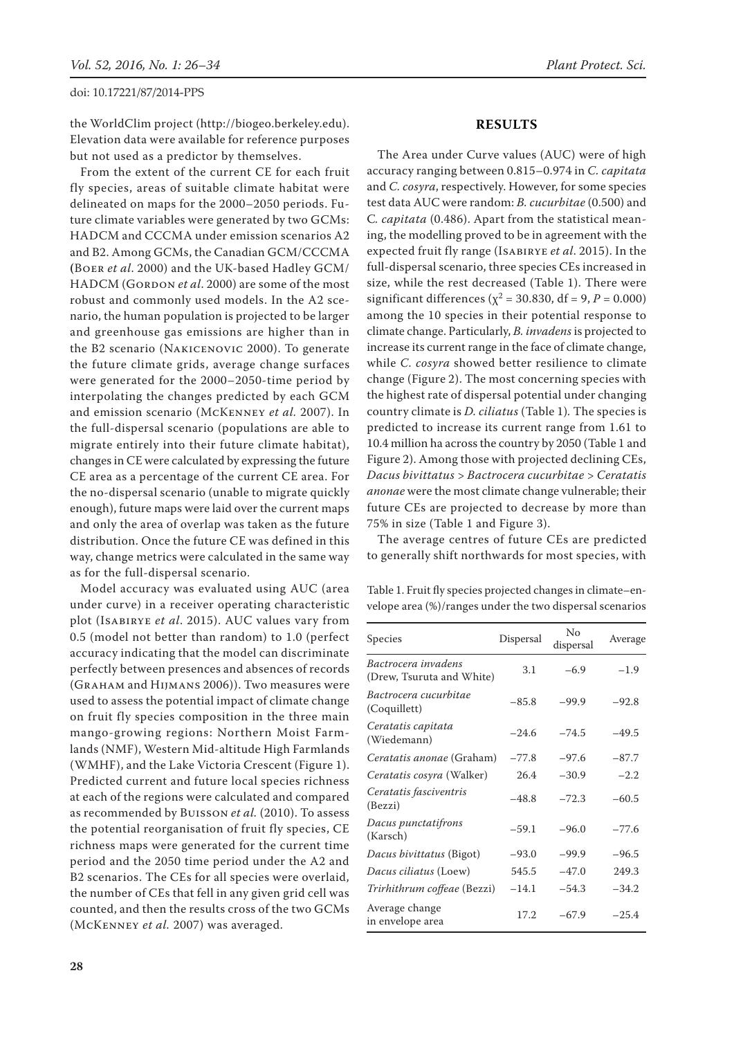the WorldClim project (http://biogeo.berkeley.edu). Elevation data were available for reference purposes but not used as a predictor by themselves.

From the extent of the current CE for each fruit fly species, areas of suitable climate habitat were delineated on maps for the 2000–2050 periods. Future climate variables were generated by two GCMs: HADCM and CCCMA under emission scenarios A2 and B2. Among GCMs, the Canadian GCM/CCCMA (Boer *et al*. 2000) and the UK-based Hadley GCM/HADCM (Gordon *et al*. 2000) are some of the most robust and commonly used models. In the A2 scenario, the human population is projected to be larger and greenhouse gas emissions are higher than in the B2 scenario (Nakicenovic 2000). To generate the future climate grids, average change surfaces were generated for the 2000–2050-time period by interpolating the changes predicted by each GCM and emission scenario (McKenney *et al.* 2007). In the full-dispersal scenario (populations are able to migrate entirely into their future climate habitat), changes in CE were calculated by expressing the future CE area as a percentage of the current CE area. For the no-dispersal scenario (unable to migrate quickly enough), future maps were laid over the current maps and only the area of overlap was taken as the future distribution. Once the future CE was defined in this way, change metrics were calculated in the same way as for the full-dispersal scenario.

Model accuracy was evaluated using AUC (area under curve) in a receiver operating characteristic plot (Isabirye *et al*. 2015). AUC values vary from 0.5 (model not better than random) to 1.0 (perfect accuracy indicating that the model can discriminate perfectly between presences and absences of records (Graham and Hijmans 2006)). Two measures were used to assess the potential impact of climate change on fruit fly species composition in the three main mango-growing regions: Northern Moist Farmlands (NMF), Western Mid-altitude High Farmlands (WMHF), and the Lake Victoria Crescent (Figure 1). Predicted current and future local species richness at each of the regions were calculated and compared as recommended by Buisson *et al.* (2010). To assess the potential reorganisation of fruit fly species, CE richness maps were generated for the current time period and the 2050 time period under the A2 and B2 scenarios. The CEs for all species were overlaid, the number of CEs that fell in any given grid cell was counted, and then the results cross of the two GCMs (McKenney *et al.* 2007) was averaged.

## RESULTS

The Area under Curve values (AUC) were of high accuracy ranging between 0.815–0.974 in *C. capitata* and *C. cosyra*, respectively. However, for some species test data AUC were random: *B. cucurbitae* (0.500) and *C. capitata* (0.486). Apart from the statistical meaning, the modelling proved to be in agreement with the expected fruit fly range (Isabirye *et al*. 2015). In the full-dispersal scenario, three species CEs increased in size, while the rest decreased (Table 1). There were significant differences ($\chi^2 = 30.830$, df = 9, $P = 0.000$) among the 10 species in their potential response to climate change. Particularly, *B. invadens* is projected to increase its current range in the face of climate change, while *C. cosyra* showed better resilience to climate change (Figure 2). The most concerning species with the highest rate of dispersal potential under changing country climate is *D. ciliatus* (Table 1). The species is predicted to increase its current range from 1.61 to 10.4 million ha across the country by 2050 (Table 1 and Figure 2). Among those with projected declining CEs, *Dacus bivittatus* > *Bactrocera cucurbitae* > *Ceratatis anonae* were the most climate change vulnerable; their future CEs are projected to decrease by more than 75% in size (Table 1 and Figure 3).

The average centres of future CEs are predicted to generally shift northwards for most species, with

Table 1. Fruit fly species projected changes in climate–envelope area (%)/ranges under the two dispersal scenarios

| Species | Dispersal | No dispersal | Average |
|---|---|---|---|
| *Bactrocera invadens* (Drew, Tsuruta and White) | 3.1 | −6.9 | −1.9 |
| *Bactrocera cucurbitae* (Coquillett) | −85.8 | −99.9 | −92.8 |
| *Ceratatis capitata* (Wiedemann) | −24.6 | −74.5 | −49.5 |
| *Ceratatis anonae* (Graham) | −77.8 | −97.6 | −87.7 |
| *Ceratatis cosyra* (Walker) | 26.4 | −30.9 | −2.2 |
| *Ceratatis fasciventris* (Bezzi) | −48.8 | −72.3 | −60.5 |
| *Dacus punctatifrons* (Karsch) | −59.1 | −96.0 | −77.6 |
| *Dacus bivittatus* (Bigot) | −93.0 | −99.9 | −96.5 |
| *Dacus ciliatus* (Loew) | 545.5 | −47.0 | 249.3 |
| *Trirhithrum coffeae* (Bezzi) | −14.1 | −54.3 | −34.2 |
| Average change in envelope area | 17.2 | −67.9 | −25.4 |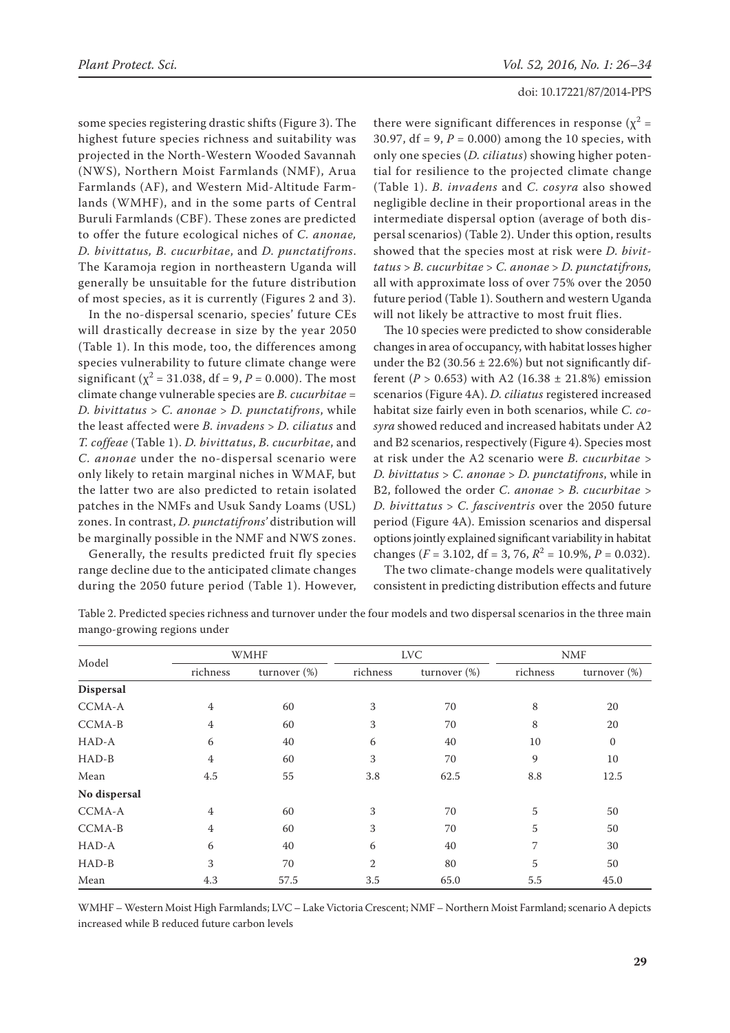some species registering drastic shifts (Figure 3). The highest future species richness and suitability was projected in the North-Western Wooded Savannah (NWS), Northern Moist Farmlands (NMF), Arua Farmlands (AF), and Western Mid-Altitude Farmlands (WMHF), and in the some parts of Central Buruli Farmlands (CBF). These zones are predicted to offer the future ecological niches of *C. anonae, D. bivittatus, B. cucurbitae*, and *D. punctatifrons*. The Karamoja region in northeastern Uganda will generally be unsuitable for the future distribution of most species, as it is currently (Figures 2 and 3).

In the no-dispersal scenario, species' future CEs will drastically decrease in size by the year 2050 (Table 1). In this mode, too, the differences among species vulnerability to future climate change were significant ($\chi^2 = 31.038$, df = 9, $P = 0.000$). The most climate change vulnerable species are *B. cucurbitae* = *D. bivittatus* > *C. anonae* > *D. punctatifrons*, while the least affected were *B. invadens* > *D. ciliatus* and *T. coffeae* (Table 1). *D. bivittatus*, *B. cucurbitae*, and *C. anonae* under the no-dispersal scenario were only likely to retain marginal niches in WMAF, but the latter two are also predicted to retain isolated patches in the NMFs and Usuk Sandy Loams (USL) zones. In contrast, *D. punctatifrons*' distribution will be marginally possible in the NMF and NWS zones.

Generally, the results predicted fruit fly species range decline due to the anticipated climate changes during the 2050 future period (Table 1). However, there were significant differences in response ($\chi^2 = 30.97$, df = 9, $P = 0.000$) among the 10 species, with only one species (*D. ciliatus*) showing higher potential for resilience to the projected climate change (Table 1). *B. invadens* and *C. cosyra* also showed negligible decline in their proportional areas in the intermediate dispersal option (average of both dispersal scenarios) (Table 2). Under this option, results showed that the species most at risk were *D. bivittatus* > *B. cucurbitae* > *C. anonae* > *D. punctatifrons,* all with approximate loss of over 75% over the 2050 future period (Table 1). Southern and western Uganda will not likely be attractive to most fruit flies.

The 10 species were predicted to show considerable changes in area of occupancy, with habitat losses higher under the B2 (30.56 ± 22.6%) but not significantly different ($P > 0.653$) with A2 (16.38 ± 21.8%) emission scenarios (Figure 4A). *D. ciliatus* registered increased habitat size fairly even in both scenarios, while *C. cosyra* showed reduced and increased habitats under A2 and B2 scenarios, respectively (Figure 4). Species most at risk under the A2 scenario were *B. cucurbitae* > *D. bivittatus* > *C. anonae* > *D. punctatifrons*, while in B2, followed the order *C. anonae* > *B. cucurbitae* > *D. bivittatus* > *C. fasciventris* over the 2050 future period (Figure 4A). Emission scenarios and dispersal options jointly explained significant variability in habitat changes ($F = 3.102$, df = 3, 76, $R^2 = 10.9\%$, $P = 0.032$).

The two climate-change models were qualitatively consistent in predicting distribution effects and future

Table 2. Predicted species richness and turnover under the four models and two dispersal scenarios in the three main mango-growing regions under

| Model | WMHF | | LVC | | NMF | |
|---|---|---|---|---|---|---|
| | richness | turnover (%) | richness | turnover (%) | richness | turnover (%) |
| **Dispersal** | | | | | | |
| CCMA-A | 4 | 60 | 3 | 70 | 8 | 20 |
| CCMA-B | 4 | 60 | 3 | 70 | 8 | 20 |
| HAD-A | 6 | 40 | 6 | 40 | 10 | 0 |
| HAD-B | 4 | 60 | 3 | 70 | 9 | 10 |
| Mean | 4.5 | 55 | 3.8 | 62.5 | 8.8 | 12.5 |
| **No dispersal** | | | | | | |
| CCMA-A | 4 | 60 | 3 | 70 | 5 | 50 |
| CCMA-B | 4 | 60 | 3 | 70 | 5 | 50 |
| HAD-A | 6 | 40 | 6 | 40 | 7 | 30 |
| HAD-B | 3 | 70 | 2 | 80 | 5 | 50 |
| Mean | 4.3 | 57.5 | 3.5 | 65.0 | 5.5 | 45.0 |

WMHF – Western Moist High Farmlands; LVC – Lake Victoria Crescent; NMF – Northern Moist Farmland; scenario A depicts increased while B reduced future carbon levels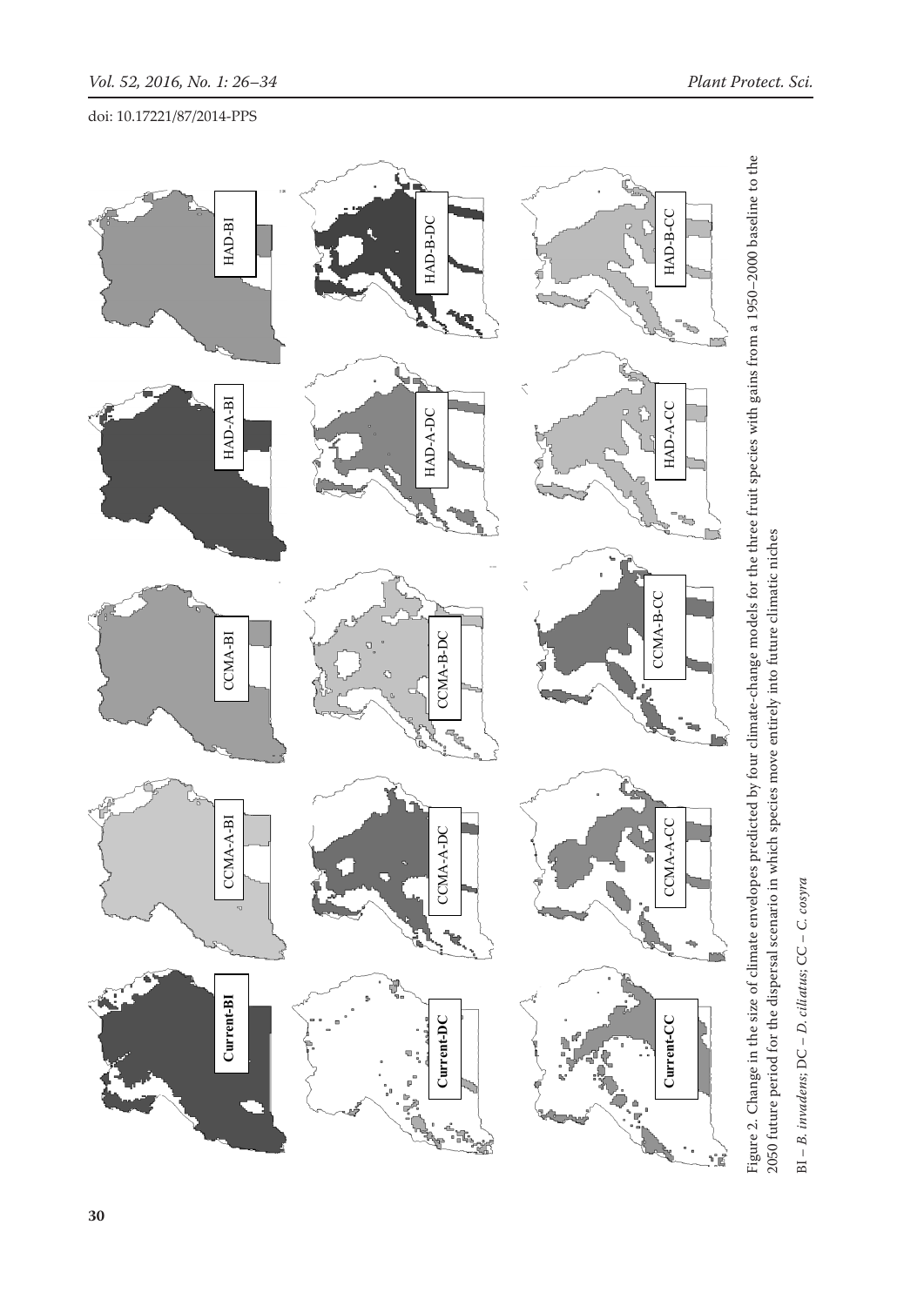Figure 2. Change in the size of climate envelopes predicted by four climate-change models for the three fruit species with gains from a 1950–2000 baseline to the 2050 future period for the dispersal scenario in which species move entirely into future climatic niches

BI – *B. invadens*; DC – *D. ciliatus*; CC – *C. cosyra*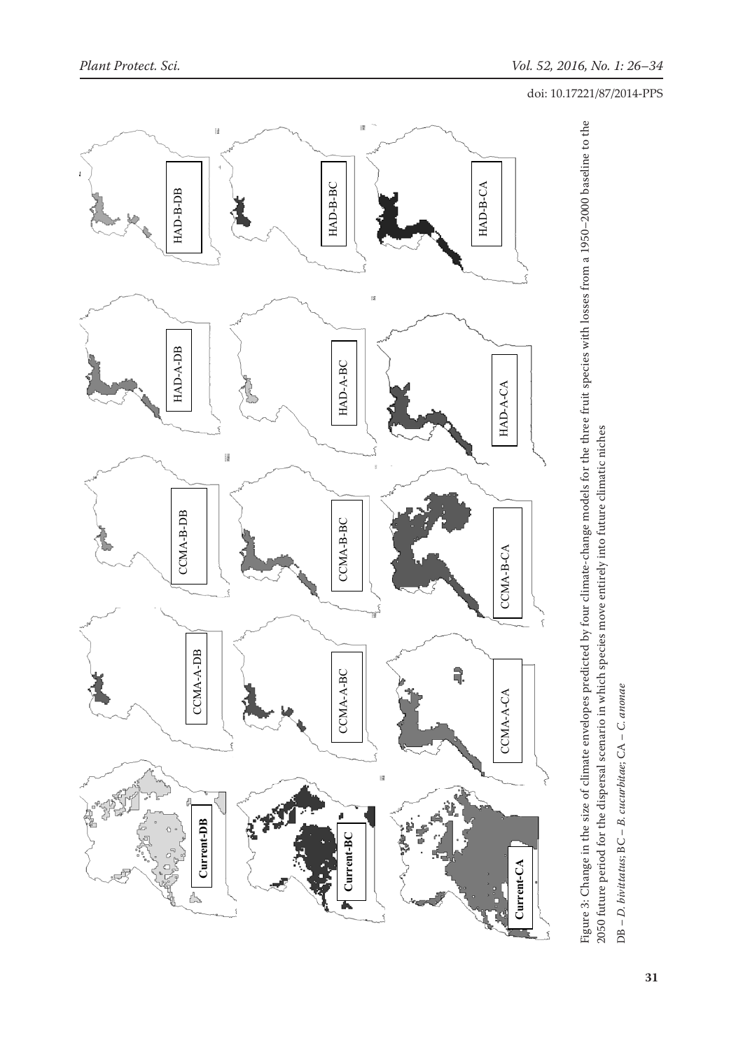Figure 3: Change in the size of climate envelopes predicted by four climate-change models for the three fruit species with losses from a 1950–2000 baseline to the 2050 future period for the dispersal scenario in which species move entirely into future climatic niches

DB – *D. bivittatus*; BC – *B. cucurbitae*; CA – *C. anonae*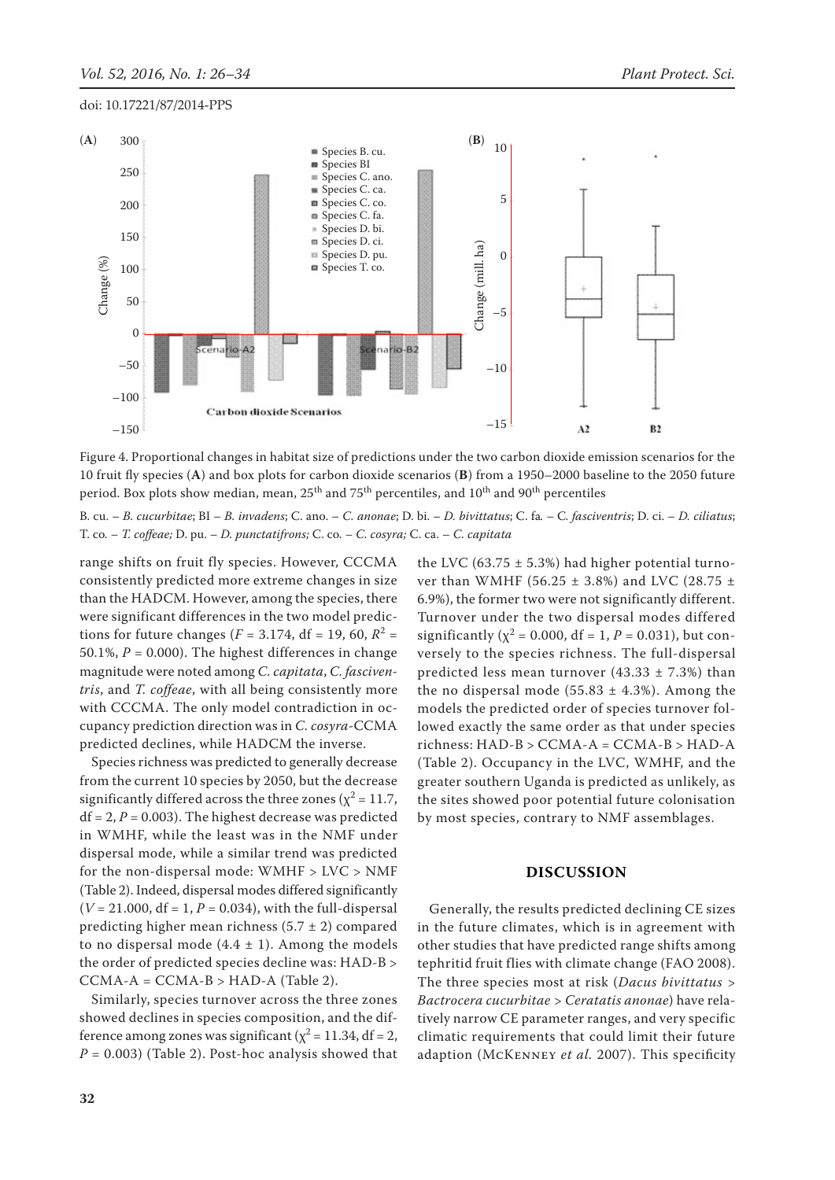Figure 4. Proportional changes in habitat size of predictions under the two carbon dioxide emission scenarios for the 10 fruit fly species (**A**) and box plots for carbon dioxide scenarios (**B**) from a 1950–2000 baseline to the 2050 future period. Box plots show median, mean, 25th and 75th percentiles, and 10th and 90th percentiles

B. cu. – *B. cucurbitae*; BI – *B. invadens*; C. ano. – *C. anonae*; D. bi. – *D. bivittatus*; C. fa. – *C. fasciventris*; D. ci. – *D. ciliatus*; T. co. – *T. coffeae;* D. pu. – *D. punctatifrons;* C. co. – *C. cosyra;* C. ca. – *C. capitata*

range shifts on fruit fly species. However, CCCMA consistently predicted more extreme changes in size than the HADCM. However, among the species, there were significant differences in the two model predictions for future changes ($F = 3.174$, df = 19, 60, $R^2 = 50.1\%$, $P = 0.000$). The highest differences in change magnitude were noted among *C. capitata*, *C. fasciventris*, and *T. coffeae*, with all being consistently more with CCCMA. The only model contradiction in occupancy prediction direction was in *C. cosyra*-CCMA predicted declines, while HADCM the inverse.

Species richness was predicted to generally decrease from the current 10 species by 2050, but the decrease significantly differed across the three zones ($\chi^2 = 11.7$, df = 2, $P = 0.003$). The highest decrease was predicted in WMHF, while the least was in the NMF under dispersal mode, while a similar trend was predicted for the non-dispersal mode: WMHF > LVC > NMF (Table 2). Indeed, dispersal modes differed significantly ($V = 21.000$, df = 1, $P = 0.034$), with the full-dispersal predicting higher mean richness ($5.7 \pm 2$) compared to no dispersal mode ($4.4 \pm 1$). Among the models the order of predicted species decline was: HAD-B > CCMA-A = CCMA-B > HAD-A (Table 2).

Similarly, species turnover across the three zones showed declines in species composition, and the difference among zones was significant ($\chi^2 = 11.34$, df = 2, $P = 0.003$) (Table 2). Post-hoc analysis showed that the LVC ($63.75 \pm 5.3\%$) had higher potential turnover than WMHF ($56.25 \pm 3.8\%$) and LVC ($28.75 \pm 6.9\%$), the former two were not significantly different. Turnover under the two dispersal modes differed significantly ($\chi^2 = 0.000$, df = 1, $P = 0.031$), but conversely to the species richness. The full-dispersal predicted less mean turnover ($43.33 \pm 7.3\%$) than the no dispersal mode ($55.83 \pm 4.3\%$). Among the models the predicted order of species turnover followed exactly the same order as that under species richness: HAD-B > CCMA-A = CCMA-B > HAD-A (Table 2). Occupancy in the LVC, WMHF, and the greater southern Uganda is predicted as unlikely, as the sites showed poor potential future colonisation by most species, contrary to NMF assemblages.

## DISCUSSION

Generally, the results predicted declining CE sizes in the future climates, which is in agreement with other studies that have predicted range shifts among tephritid fruit flies with climate change (FAO 2008). The three species most at risk (*Dacus bivittatus* > *Bactrocera cucurbitae* > *Ceratatis anonae*) have relatively narrow CE parameter ranges, and very specific climatic requirements that could limit their future adaption (McKenney *et al.* 2007). This specificity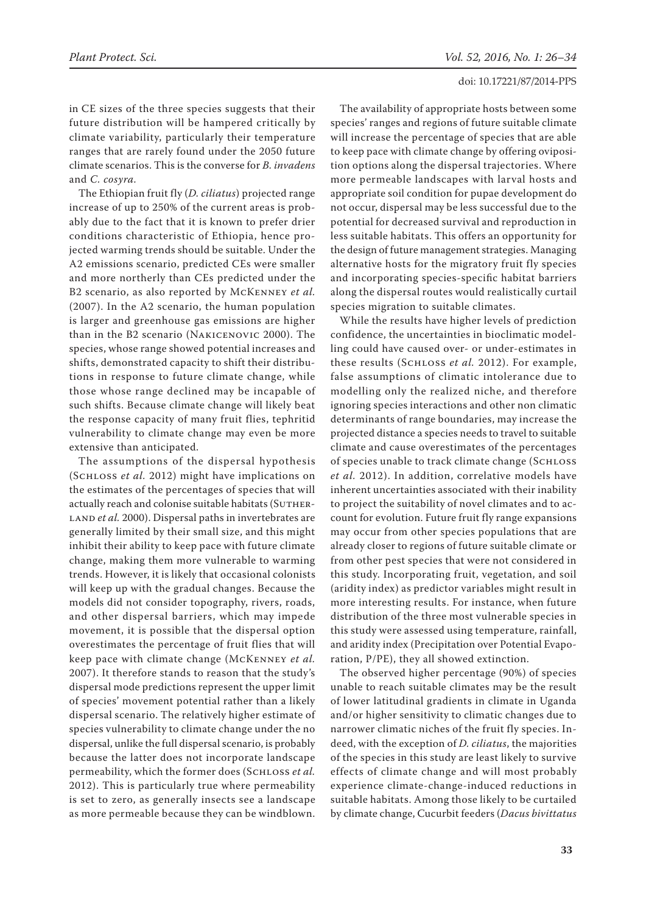in CE sizes of the three species suggests that their future distribution will be hampered critically by climate variability, particularly their temperature ranges that are rarely found under the 2050 future climate scenarios. This is the converse for *B. invadens* and *C. cosyra.*

The Ethiopian fruit fly (*D. ciliatus*) projected range increase of up to 250% of the current areas is probably due to the fact that it is known to prefer drier conditions characteristic of Ethiopia, hence projected warming trends should be suitable. Under the A2 emissions scenario, predicted CEs were smaller and more northerly than CEs predicted under the B2 scenario, as also reported by McKenney *et al.* (2007). In the A2 scenario, the human population is larger and greenhouse gas emissions are higher than in the B2 scenario (Nakicenovic 2000). The species, whose range showed potential increases and shifts, demonstrated capacity to shift their distributions in response to future climate change, while those whose range declined may be incapable of such shifts. Because climate change will likely beat the response capacity of many fruit flies, tephritid vulnerability to climate change may even be more extensive than anticipated.

The assumptions of the dispersal hypothesis (Schloss *et al.* 2012) might have implications on the estimates of the percentages of species that will actually reach and colonise suitable habitats (Sutherland *et al.* 2000). Dispersal paths in invertebrates are generally limited by their small size, and this might inhibit their ability to keep pace with future climate change, making them more vulnerable to warming trends. However, it is likely that occasional colonists will keep up with the gradual changes. Because the models did not consider topography, rivers, roads, and other dispersal barriers, which may impede movement, it is possible that the dispersal option overestimates the percentage of fruit flies that will keep pace with climate change (McKenney *et al.* 2007). It therefore stands to reason that the study's dispersal mode predictions represent the upper limit of species' movement potential rather than a likely dispersal scenario. The relatively higher estimate of species vulnerability to climate change under the no dispersal, unlike the full dispersal scenario, is probably because the latter does not incorporate landscape permeability, which the former does (Schloss *et al.* 2012). This is particularly true where permeability is set to zero, as generally insects see a landscape as more permeable because they can be windblown.

The availability of appropriate hosts between some species' ranges and regions of future suitable climate will increase the percentage of species that are able to keep pace with climate change by offering oviposition options along the dispersal trajectories. Where more permeable landscapes with larval hosts and appropriate soil condition for pupae development do not occur, dispersal may be less successful due to the potential for decreased survival and reproduction in less suitable habitats. This offers an opportunity for the design of future management strategies. Managing alternative hosts for the migratory fruit fly species and incorporating species-specific habitat barriers along the dispersal routes would realistically curtail species migration to suitable climates.

While the results have higher levels of prediction confidence, the uncertainties in bioclimatic modelling could have caused over- or under-estimates in these results (Schloss *et al.* 2012). For example, false assumptions of climatic intolerance due to modelling only the realized niche, and therefore ignoring species interactions and other non climatic determinants of range boundaries, may increase the projected distance a species needs to travel to suitable climate and cause overestimates of the percentages of species unable to track climate change (Schloss *et al.* 2012). In addition, correlative models have inherent uncertainties associated with their inability to project the suitability of novel climates and to account for evolution. Future fruit fly range expansions may occur from other species populations that are already closer to regions of future suitable climate or from other pest species that were not considered in this study. Incorporating fruit, vegetation, and soil (aridity index) as predictor variables might result in more interesting results. For instance, when future distribution of the three most vulnerable species in this study were assessed using temperature, rainfall, and aridity index (Precipitation over Potential Evaporation, P/PE), they all showed extinction.

The observed higher percentage (90%) of species unable to reach suitable climates may be the result of lower latitudinal gradients in climate in Uganda and/or higher sensitivity to climatic changes due to narrower climatic niches of the fruit fly species. Indeed, with the exception of *D. ciliatus*, the majorities of the species in this study are least likely to survive effects of climate change and will most probably experience climate-change-induced reductions in suitable habitats. Among those likely to be curtailed by climate change, Cucurbit feeders (*Dacus bivittatus*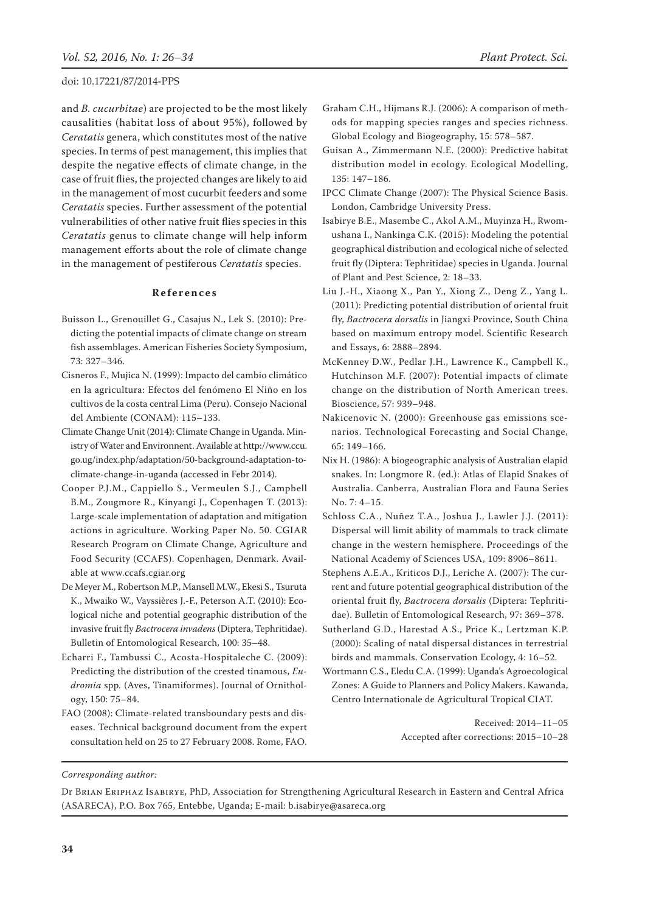and *B. cucurbitae*) are projected to be the most likely causalities (habitat loss of about 95%), followed by *Ceratatis* genera, which constitutes most of the native species. In terms of pest management, this implies that despite the negative effects of climate change, in the case of fruit flies, the projected changes are likely to aid in the management of most cucurbit feeders and some *Ceratatis* species. Further assessment of the potential vulnerabilities of other native fruit flies species in this *Ceratatis* genus to climate change will help inform management efforts about the role of climate change in the management of pestiferous *Ceratatis* species.

## References

Buisson L., Grenouillet G., Casajus N., Lek S. (2010): Predicting the potential impacts of climate change on stream fish assemblages. American Fisheries Society Symposium, 73: 327–346.

Cisneros F., Mujica N. (1999): Impacto del cambio climático en la agricultura: Efectos del fenómeno El Niño en los cultivos de la costa central Lima (Peru). Consejo Nacional del Ambiente (CONAM): 115–133.

Climate Change Unit (2014): Climate Change in Uganda. Ministry of Water and Environnent. Available at http://www.ccu.go.ug/index.php/adaptation/50-background-adaptation-to-climate-change-in-uganda (accessed in Febr 2014).

Cooper P.J.M., Cappiello S., Vermeulen S.J., Campbell B.M., Zougmore R., Kinyangi J., Copenhagen T. (2013): Large-scale implementation of adaptation and mitigation actions in agriculture. Working Paper No. 50. CGIAR Research Program on Climate Change, Agriculture and Food Security (CCAFS). Copenhagen, Denmark. Available at www.ccafs.cgiar.org

De Meyer M., Robertson M.P., Mansell M.W., Ekesi S., Tsuruta K., Mwaiko W., Vayssières J.-F., Peterson A.T. (2010): Ecological niche and potential geographic distribution of the invasive fruit fly *Bactrocera invadens* (Diptera, Tephritidae). Bulletin of Entomological Research, 100: 35–48.

Echarri F., Tambussi C., Acosta-Hospitaleche C. (2009): Predicting the distribution of the crested tinamous, *Eudromia* spp. (Aves, Tinamiformes). Journal of Ornithology, 150: 75–84.

FAO (2008): Climate-related transboundary pests and diseases. Technical background document from the expert consultation held on 25 to 27 February 2008. Rome, FAO.

Graham C.H., Hijmans R.J. (2006): A comparison of methods for mapping species ranges and species richness. Global Ecology and Biogeography, 15: 578–587.

Guisan A., Zimmermann N.E. (2000): Predictive habitat distribution model in ecology. Ecological Modelling, 135: 147–186.

IPCC Climate Change (2007): The Physical Science Basis. London, Cambridge University Press.

Isabirye B.E., Masembe C., Akol A.M., Muyinza H., Rwomushana I., Nankinga C.K. (2015): Modeling the potential geographical distribution and ecological niche of selected fruit fly (Diptera: Tephritidae) species in Uganda. Journal of Plant and Pest Science, 2: 18–33.

Liu J.-H., Xiaong X., Pan Y., Xiong Z., Deng Z., Yang L. (2011): Predicting potential distribution of oriental fruit fly, *Bactrocera dorsalis* in Jiangxi Province, South China based on maximum entropy model. Scientific Research and Essays, 6: 2888–2894.

McKenney D.W., Pedlar J.H., Lawrence K., Campbell K., Hutchinson M.F. (2007): Potential impacts of climate change on the distribution of North American trees. Bioscience, 57: 939–948.

Nakicenovic N. (2000): Greenhouse gas emissions scenarios. Technological Forecasting and Social Change, 65: 149–166.

Nix H. (1986): A biogeographic analysis of Australian elapid snakes. In: Longmore R. (ed.): Atlas of Elapid Snakes of Australia. Canberra, Australian Flora and Fauna Series No. 7: 4–15.

Schloss C.A., Nuñez T.A., Joshua J., Lawler J.J. (2011): Dispersal will limit ability of mammals to track climate change in the western hemisphere. Proceedings of the National Academy of Sciences USA, 109: 8906–8611.

Stephens A.E.A., Kriticos D.J., Leriche A. (2007): The current and future potential geographical distribution of the oriental fruit fly, *Bactrocera dorsalis* (Diptera: Tephritidae). Bulletin of Entomological Research, 97: 369–378.

Sutherland G.D., Harestad A.S., Price K., Lertzman K.P. (2000): Scaling of natal dispersal distances in terrestrial birds and mammals. Conservation Ecology, 4: 16–52.

Wortmann C.S., Eledu C.A. (1999): Uganda's Agroecological Zones: A Guide to Planners and Policy Makers. Kawanda, Centro Internationale de Agricultural Tropical CIAT.

Received: 2014–11–05
Accepted after corrections: 2015–10–28

*Corresponding author:*

Dr Brian Eriphaz Isabirye, PhD, Association for Strengthening Agricultural Research in Eastern and Central Africa (ASARECA), P.O. Box 765, Entebbe, Uganda; E-mail: b.isabirye@asareca.org